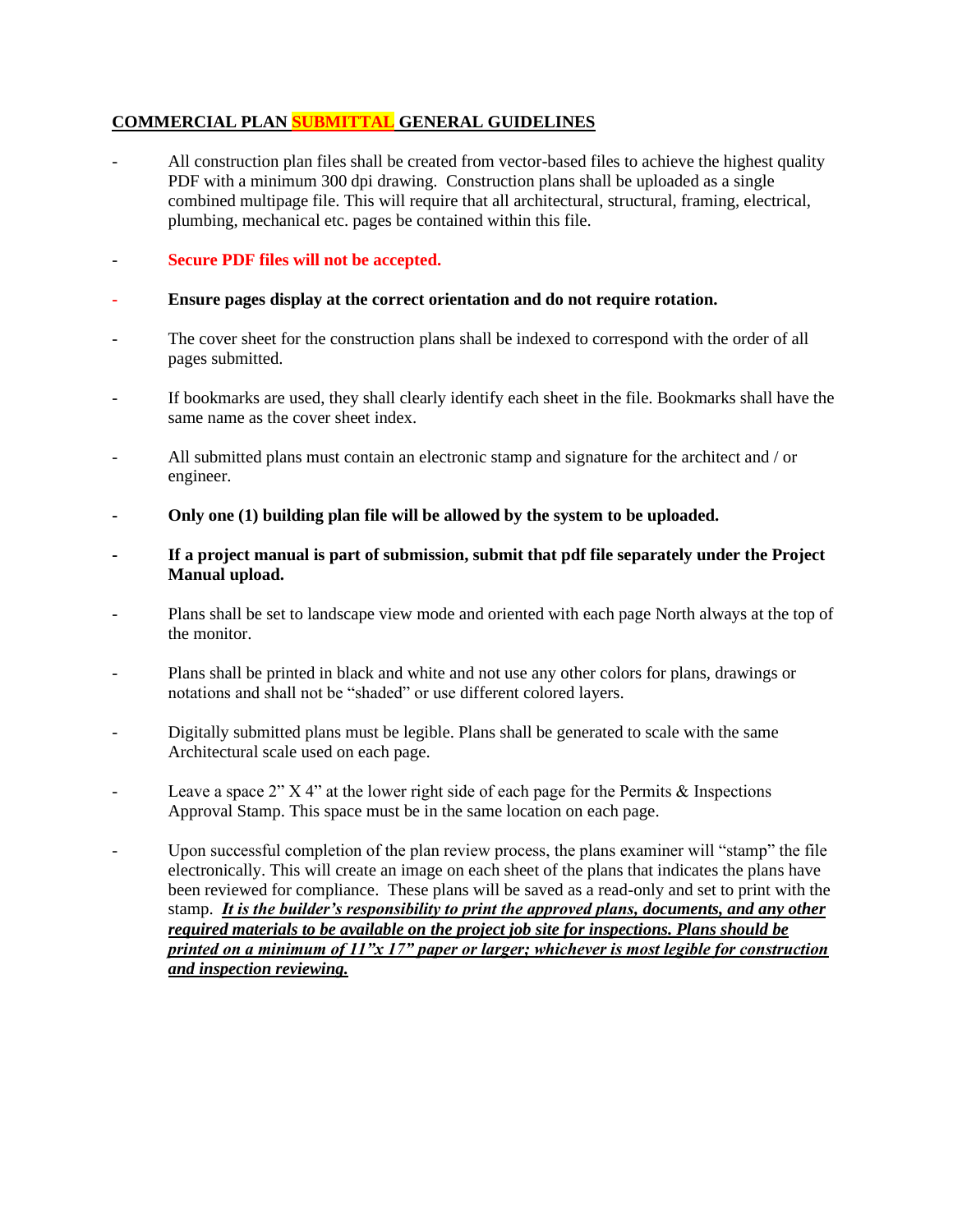## COMMERCIAL PLAN SUBMITTAL GENERAL GUIDELINES

- All construction plan files shall be created from vector-based files to achieve the highest quality PDF with a minimum 300 dpi drawing. Construction plans shall be uploaded as a single combined multipage file. This will require that all architectural, structural, framing, electrical, plumbing, mechanical etc. pages be contained within this file.
- **Secure PDF files will not be accepted.**
- **Ensure pages display at the correct orientation and do not require rotation.**
- The cover sheet for the construction plans shall be indexed to correspond with the order of all pages submitted.
- If bookmarks are used, they shall clearly identify each sheet in the file. Bookmarks shall have the same name as the cover sheet index.
- All submitted plans must contain an electronic stamp and signature for the architect and / or engineer.
- **Only one (1) building plan file will be allowed by the system to be uploaded.**
- **If a project manual is part of submission, submit that pdf file separately under the Project Manual upload.**
- Plans shall be set to landscape view mode and oriented with each page North always at the top of the monitor.
- Plans shall be printed in black and white and not use any other colors for plans, drawings or notations and shall not be "shaded" or use different colored layers.
- Digitally submitted plans must be legible. Plans shall be generated to scale with the same Architectural scale used on each page.
- Leave a space 2" X 4" at the lower right side of each page for the Permits & Inspections Approval Stamp. This space must be in the same location on each page.
- Upon successful completion of the plan review process, the plans examiner will "stamp" the file electronically. This will create an image on each sheet of the plans that indicates the plans have been reviewed for compliance. These plans will be saved as a read-only and set to print with the stamp. ***It is the builder's responsibility to print the approved plans, documents, and any other required materials to be available on the project job site for inspections. Plans should be printed on a minimum of 11"x 17" paper or larger; whichever is most legible for construction and inspection reviewing.***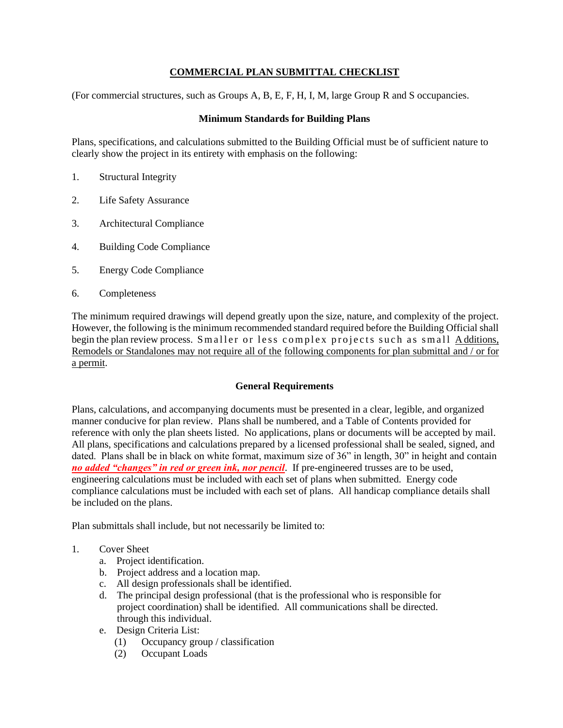## COMMERCIAL PLAN SUBMITTAL CHECKLIST

(For commercial structures, such as Groups A, B, E, F, H, I, M, large Group R and S occupancies.

### Minimum Standards for Building Plans

Plans, specifications, and calculations submitted to the Building Official must be of sufficient nature to clearly show the project in its entirety with emphasis on the following:

1. Structural Integrity
2. Life Safety Assurance
3. Architectural Compliance
4. Building Code Compliance
5. Energy Code Compliance
6. Completeness

The minimum required drawings will depend greatly upon the size, nature, and complexity of the project. However, the following is the minimum recommended standard required before the Building Official shall begin the plan review process. Smaller or less complex projects such as small Additions, Remodels or Standalones may not require all of the following components for plan submittal and / or for a permit.

### General Requirements

Plans, calculations, and accompanying documents must be presented in a clear, legible, and organized manner conducive for plan review. Plans shall be numbered, and a Table of Contents provided for reference with only the plan sheets listed. No applications, plans or documents will be accepted by mail. All plans, specifications and calculations prepared by a licensed professional shall be sealed, signed, and dated. Plans shall be in black on white format, maximum size of 36" in length, 30" in height and contain ***no added "changes" in red or green ink, nor pencil***. If pre-engineered trusses are to be used, engineering calculations must be included with each set of plans when submitted. Energy code compliance calculations must be included with each set of plans. All handicap compliance details shall be included on the plans.

Plan submittals shall include, but not necessarily be limited to:

1. Cover Sheet
   a. Project identification.
   b. Project address and a location map.
   c. All design professionals shall be identified.
   d. The principal design professional (that is the professional who is responsible for project coordination) shall be identified. All communications shall be directed. through this individual.
   e. Design Criteria List:
      (1) Occupancy group / classification
      (2) Occupant Loads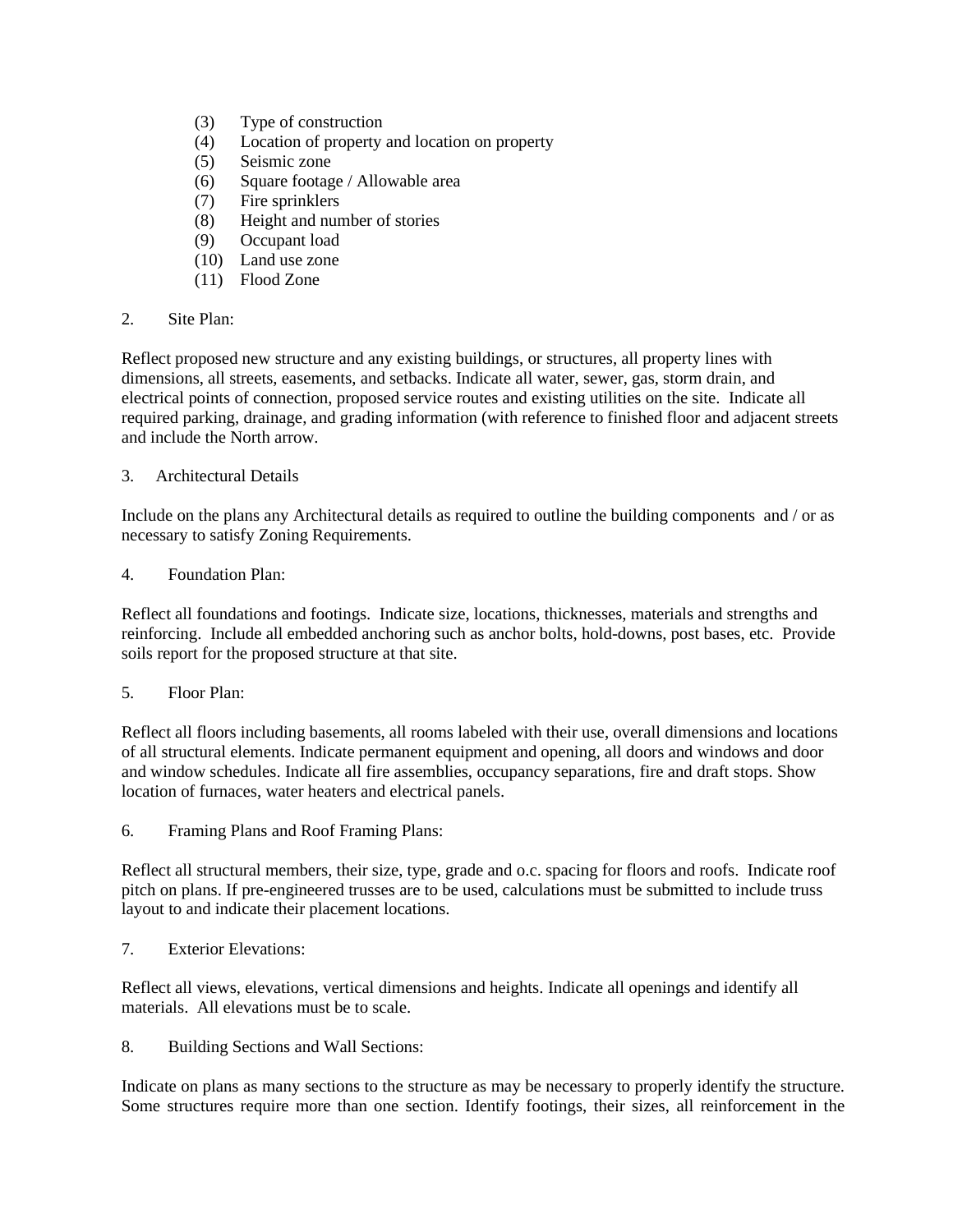(3) Type of construction
(4) Location of property and location on property
(5) Seismic zone
(6) Square footage / Allowable area
(7) Fire sprinklers
(8) Height and number of stories
(9) Occupant load
(10) Land use zone
(11) Flood Zone

2. Site Plan:

Reflect proposed new structure and any existing buildings, or structures, all property lines with dimensions, all streets, easements, and setbacks. Indicate all water, sewer, gas, storm drain, and electrical points of connection, proposed service routes and existing utilities on the site. Indicate all required parking, drainage, and grading information (with reference to finished floor and adjacent streets and include the North arrow.

3. Architectural Details

Include on the plans any Architectural details as required to outline the building components and / or as necessary to satisfy Zoning Requirements.

4. Foundation Plan:

Reflect all foundations and footings. Indicate size, locations, thicknesses, materials and strengths and reinforcing. Include all embedded anchoring such as anchor bolts, hold-downs, post bases, etc. Provide soils report for the proposed structure at that site.

5. Floor Plan:

Reflect all floors including basements, all rooms labeled with their use, overall dimensions and locations of all structural elements. Indicate permanent equipment and opening, all doors and windows and door and window schedules. Indicate all fire assemblies, occupancy separations, fire and draft stops. Show location of furnaces, water heaters and electrical panels.

6. Framing Plans and Roof Framing Plans:

Reflect all structural members, their size, type, grade and o.c. spacing for floors and roofs. Indicate roof pitch on plans. If pre-engineered trusses are to be used, calculations must be submitted to include truss layout to and indicate their placement locations.

7. Exterior Elevations:

Reflect all views, elevations, vertical dimensions and heights. Indicate all openings and identify all materials. All elevations must be to scale.

8. Building Sections and Wall Sections:

Indicate on plans as many sections to the structure as may be necessary to properly identify the structure. Some structures require more than one section. Identify footings, their sizes, all reinforcement in the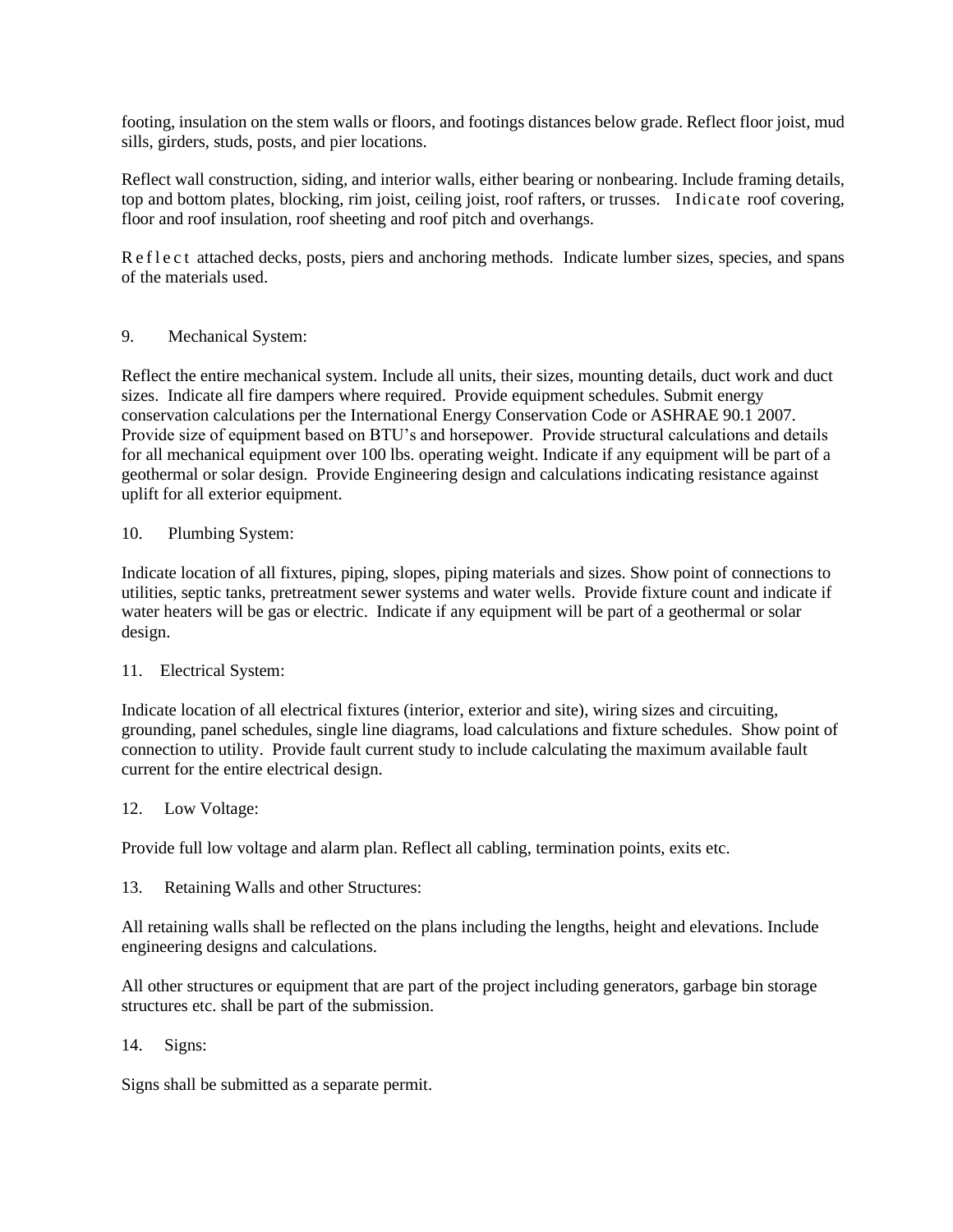footing, insulation on the stem walls or floors, and footings distances below grade. Reflect floor joist, mud sills, girders, studs, posts, and pier locations.

Reflect wall construction, siding, and interior walls, either bearing or nonbearing. Include framing details, top and bottom plates, blocking, rim joist, ceiling joist, roof rafters, or trusses. Indicate roof covering, floor and roof insulation, roof sheeting and roof pitch and overhangs.

Reflect attached decks, posts, piers and anchoring methods. Indicate lumber sizes, species, and spans of the materials used.

9. Mechanical System:

Reflect the entire mechanical system. Include all units, their sizes, mounting details, duct work and duct sizes. Indicate all fire dampers where required. Provide equipment schedules. Submit energy conservation calculations per the International Energy Conservation Code or ASHRAE 90.1 2007. Provide size of equipment based on BTU's and horsepower. Provide structural calculations and details for all mechanical equipment over 100 lbs. operating weight. Indicate if any equipment will be part of a geothermal or solar design. Provide Engineering design and calculations indicating resistance against uplift for all exterior equipment.

10. Plumbing System:

Indicate location of all fixtures, piping, slopes, piping materials and sizes. Show point of connections to utilities, septic tanks, pretreatment sewer systems and water wells. Provide fixture count and indicate if water heaters will be gas or electric. Indicate if any equipment will be part of a geothermal or solar design.

11. Electrical System:

Indicate location of all electrical fixtures (interior, exterior and site), wiring sizes and circuiting, grounding, panel schedules, single line diagrams, load calculations and fixture schedules. Show point of connection to utility. Provide fault current study to include calculating the maximum available fault current for the entire electrical design.

12. Low Voltage:

Provide full low voltage and alarm plan. Reflect all cabling, termination points, exits etc.

13. Retaining Walls and other Structures:

All retaining walls shall be reflected on the plans including the lengths, height and elevations. Include engineering designs and calculations.

All other structures or equipment that are part of the project including generators, garbage bin storage structures etc. shall be part of the submission.

14. Signs:

Signs shall be submitted as a separate permit.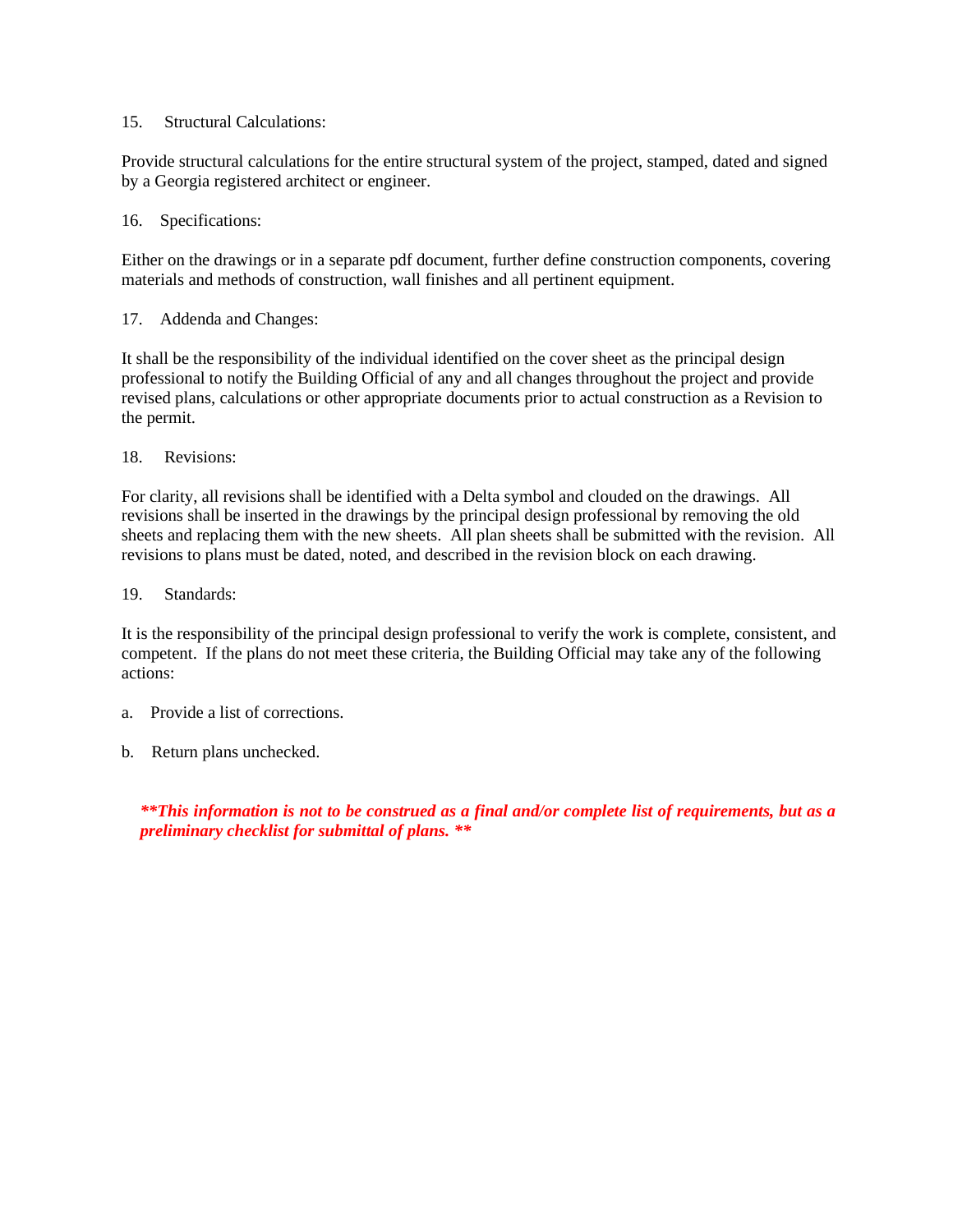15. Structural Calculations:

Provide structural calculations for the entire structural system of the project, stamped, dated and signed by a Georgia registered architect or engineer.

16. Specifications:

Either on the drawings or in a separate pdf document, further define construction components, covering materials and methods of construction, wall finishes and all pertinent equipment.

17. Addenda and Changes:

It shall be the responsibility of the individual identified on the cover sheet as the principal design professional to notify the Building Official of any and all changes throughout the project and provide revised plans, calculations or other appropriate documents prior to actual construction as a Revision to the permit.

18. Revisions:

For clarity, all revisions shall be identified with a Delta symbol and clouded on the drawings. All revisions shall be inserted in the drawings by the principal design professional by removing the old sheets and replacing them with the new sheets. All plan sheets shall be submitted with the revision. All revisions to plans must be dated, noted, and described in the revision block on each drawing.

19. Standards:

It is the responsibility of the principal design professional to verify the work is complete, consistent, and competent. If the plans do not meet these criteria, the Building Official may take any of the following actions:

a. Provide a list of corrections.

b. Return plans unchecked.

***\*\*This information is not to be construed as a final and/or complete list of requirements, but as a preliminary checklist for submittal of plans. \*\****